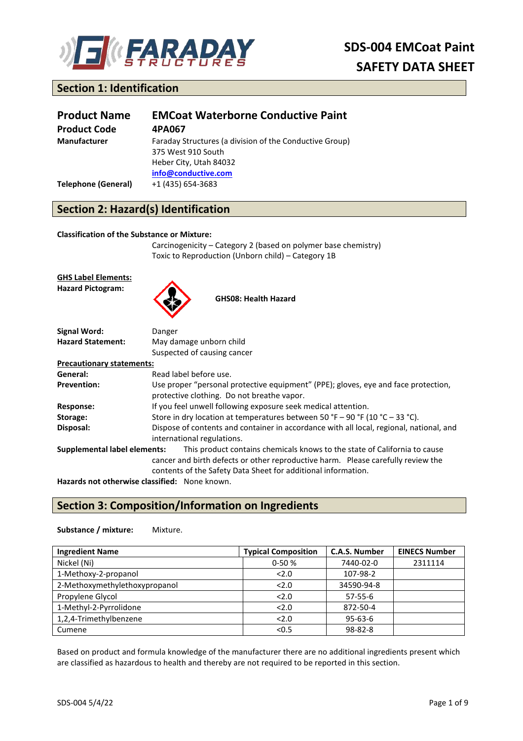# SDS-004 EMCoat Paint SAFETY DATA SHEET

## Section 1: Identification

| | |
|---|---|
| **Product Name** | **EMCoat Waterborne Conductive Paint** |
| **Product Code** | **4PA067** |
| **Manufacturer** | Faraday Structures (a division of the Conductive Group)<br>375 West 910 South<br>Heber City, Utah 84032<br>info@conductive.com |
| **Telephone (General)** | +1 (435) 654-3683 |

## Section 2: Hazard(s) Identification

**Classification of the Substance or Mixture:**

Carcinogenicity – Category 2 (based on polymer base chemistry)
Toxic to Reproduction (Unborn child) – Category 1B

**GHS Label Elements:**

**Hazard Pictogram:** **GHS08: Health Hazard**

**Signal Word:** Danger

**Hazard Statement:** May damage unborn child
Suspected of causing cancer

**Precautionary statements:**

**General:** Read label before use.

**Prevention:** Use proper "personal protective equipment" (PPE); gloves, eye and face protection, protective clothing. Do not breathe vapor.

**Response:** If you feel unwell following exposure seek medical attention.

**Storage:** Store in dry location at temperatures between 50 °F – 90 °F (10 °C – 33 °C).

**Disposal:** Dispose of contents and container in accordance with all local, regional, national, and international regulations.

**Supplemental label elements:** This product contains chemicals knows to the state of California to cause cancer and birth defects or other reproductive harm. Please carefully review the contents of the Safety Data Sheet for additional information.

**Hazards not otherwise classified:** None known.

## Section 3: Composition/Information on Ingredients

**Substance / mixture:** Mixture.

| Ingredient Name | Typical Composition | C.A.S. Number | EINECS Number |
|---|---|---|---|
| Nickel (Ni) | 0-50 % | 7440-02-0 | 2311114 |
| 1-Methoxy-2-propanol | <2.0 | 107-98-2 | |
| 2-Methoxymethylethoxypropanol | <2.0 | 34590-94-8 | |
| Propylene Glycol | <2.0 | 57-55-6 | |
| 1-Methyl-2-Pyrrolidone | <2.0 | 872-50-4 | |
| 1,2,4-Trimethylbenzene | <2.0 | 95-63-6 | |
| Cumene | <0.5 | 98-82-8 | |

Based on product and formula knowledge of the manufacturer there are no additional ingredients present which are classified as hazardous to health and thereby are not required to be reported in this section.

SDS-004 5/4/22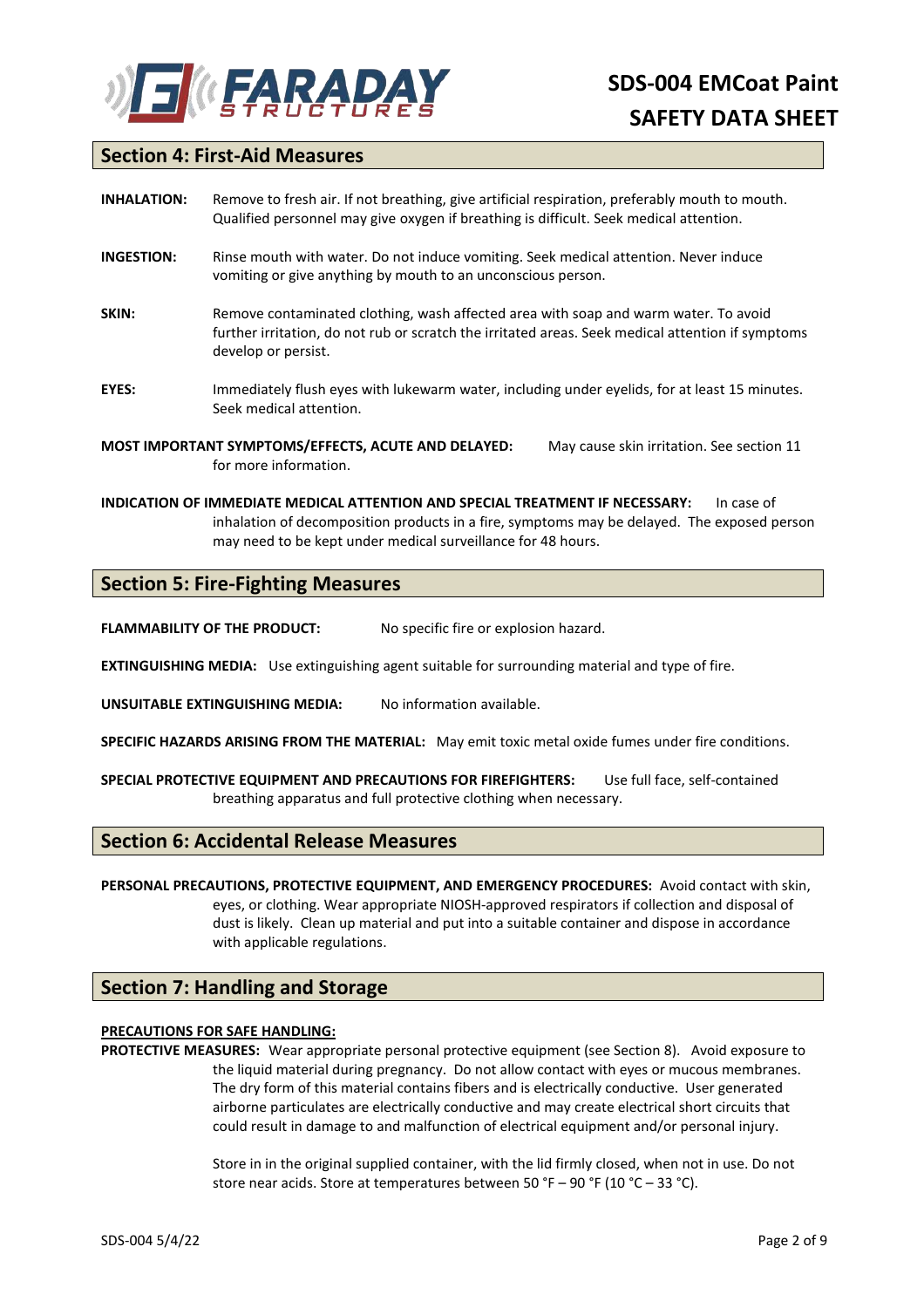## Section 4: First-Aid Measures

**INHALATION:** Remove to fresh air. If not breathing, give artificial respiration, preferably mouth to mouth. Qualified personnel may give oxygen if breathing is difficult. Seek medical attention.

**INGESTION:** Rinse mouth with water. Do not induce vomiting. Seek medical attention. Never induce vomiting or give anything by mouth to an unconscious person.

**SKIN:** Remove contaminated clothing, wash affected area with soap and warm water. To avoid further irritation, do not rub or scratch the irritated areas. Seek medical attention if symptoms develop or persist.

**EYES:** Immediately flush eyes with lukewarm water, including under eyelids, for at least 15 minutes. Seek medical attention.

**MOST IMPORTANT SYMPTOMS/EFFECTS, ACUTE AND DELAYED:** May cause skin irritation. See section 11 for more information.

**INDICATION OF IMMEDIATE MEDICAL ATTENTION AND SPECIAL TREATMENT IF NECESSARY:** In case of inhalation of decomposition products in a fire, symptoms may be delayed. The exposed person may need to be kept under medical surveillance for 48 hours.

## Section 5: Fire-Fighting Measures

**FLAMMABILITY OF THE PRODUCT:** No specific fire or explosion hazard.

**EXTINGUISHING MEDIA:** Use extinguishing agent suitable for surrounding material and type of fire.

**UNSUITABLE EXTINGUISHING MEDIA:** No information available.

**SPECIFIC HAZARDS ARISING FROM THE MATERIAL:** May emit toxic metal oxide fumes under fire conditions.

**SPECIAL PROTECTIVE EQUIPMENT AND PRECAUTIONS FOR FIREFIGHTERS:** Use full face, self-contained breathing apparatus and full protective clothing when necessary.

## Section 6: Accidental Release Measures

**PERSONAL PRECAUTIONS, PROTECTIVE EQUIPMENT, AND EMERGENCY PROCEDURES:** Avoid contact with skin, eyes, or clothing. Wear appropriate NIOSH-approved respirators if collection and disposal of dust is likely. Clean up material and put into a suitable container and dispose in accordance with applicable regulations.

## Section 7: Handling and Storage

**PRECAUTIONS FOR SAFE HANDLING:**

**PROTECTIVE MEASURES:** Wear appropriate personal protective equipment (see Section 8). Avoid exposure to the liquid material during pregnancy. Do not allow contact with eyes or mucous membranes. The dry form of this material contains fibers and is electrically conductive. User generated airborne particulates are electrically conductive and may create electrical short circuits that could result in damage to and malfunction of electrical equipment and/or personal injury.

Store in in the original supplied container, with the lid firmly closed, when not in use. Do not store near acids. Store at temperatures between 50 °F – 90 °F (10 °C – 33 °C).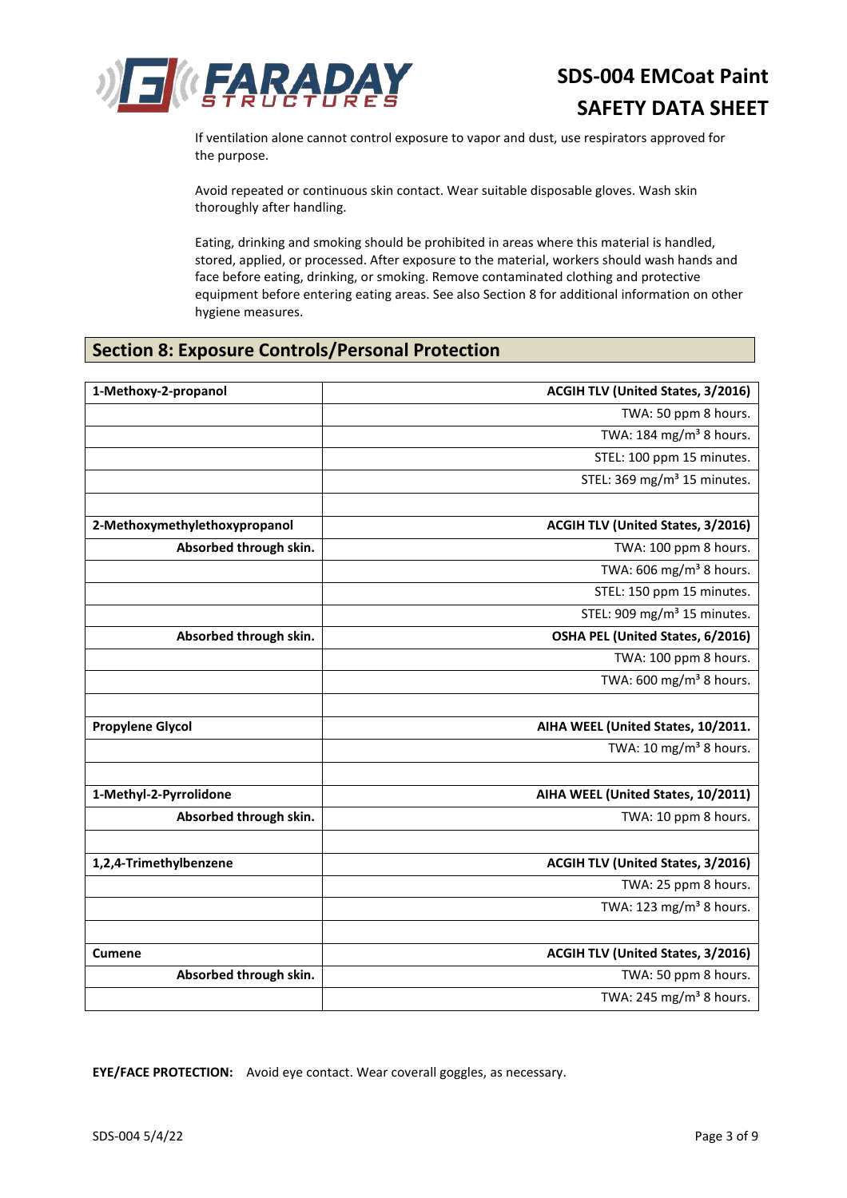If ventilation alone cannot control exposure to vapor and dust, use respirators approved for the purpose.

Avoid repeated or continuous skin contact. Wear suitable disposable gloves. Wash skin thoroughly after handling.

Eating, drinking and smoking should be prohibited in areas where this material is handled, stored, applied, or processed. After exposure to the material, workers should wash hands and face before eating, drinking, or smoking. Remove contaminated clothing and protective equipment before entering eating areas. See also Section 8 for additional information on other hygiene measures.

## Section 8: Exposure Controls/Personal Protection

| | |
|---|---|
| **1-Methoxy-2-propanol** | **ACGIH TLV (United States, 3/2016)** |
| | TWA: 50 ppm 8 hours. |
| | TWA: 184 mg/m³ 8 hours. |
| | STEL: 100 ppm 15 minutes. |
| | STEL: 369 mg/m³ 15 minutes. |
| | |
| **2-Methoxymethylethoxypropanol** | **ACGIH TLV (United States, 3/2016)** |
| **Absorbed through skin.** | TWA: 100 ppm 8 hours. |
| | TWA: 606 mg/m³ 8 hours. |
| | STEL: 150 ppm 15 minutes. |
| | STEL: 909 mg/m³ 15 minutes. |
| **Absorbed through skin.** | **OSHA PEL (United States, 6/2016)** |
| | TWA: 100 ppm 8 hours. |
| | TWA: 600 mg/m³ 8 hours. |
| | |
| **Propylene Glycol** | **AIHA WEEL (United States, 10/2011.** |
| | TWA: 10 mg/m³ 8 hours. |
| | |
| **1-Methyl-2-Pyrrolidone** | **AIHA WEEL (United States, 10/2011)** |
| **Absorbed through skin.** | TWA: 10 ppm 8 hours. |
| | |
| **1,2,4-Trimethylbenzene** | **ACGIH TLV (United States, 3/2016)** |
| | TWA: 25 ppm 8 hours. |
| | TWA: 123 mg/m³ 8 hours. |
| | |
| **Cumene** | **ACGIH TLV (United States, 3/2016)** |
| **Absorbed through skin.** | TWA: 50 ppm 8 hours. |
| | TWA: 245 mg/m³ 8 hours. |

**EYE/FACE PROTECTION:** Avoid eye contact. Wear coverall goggles, as necessary.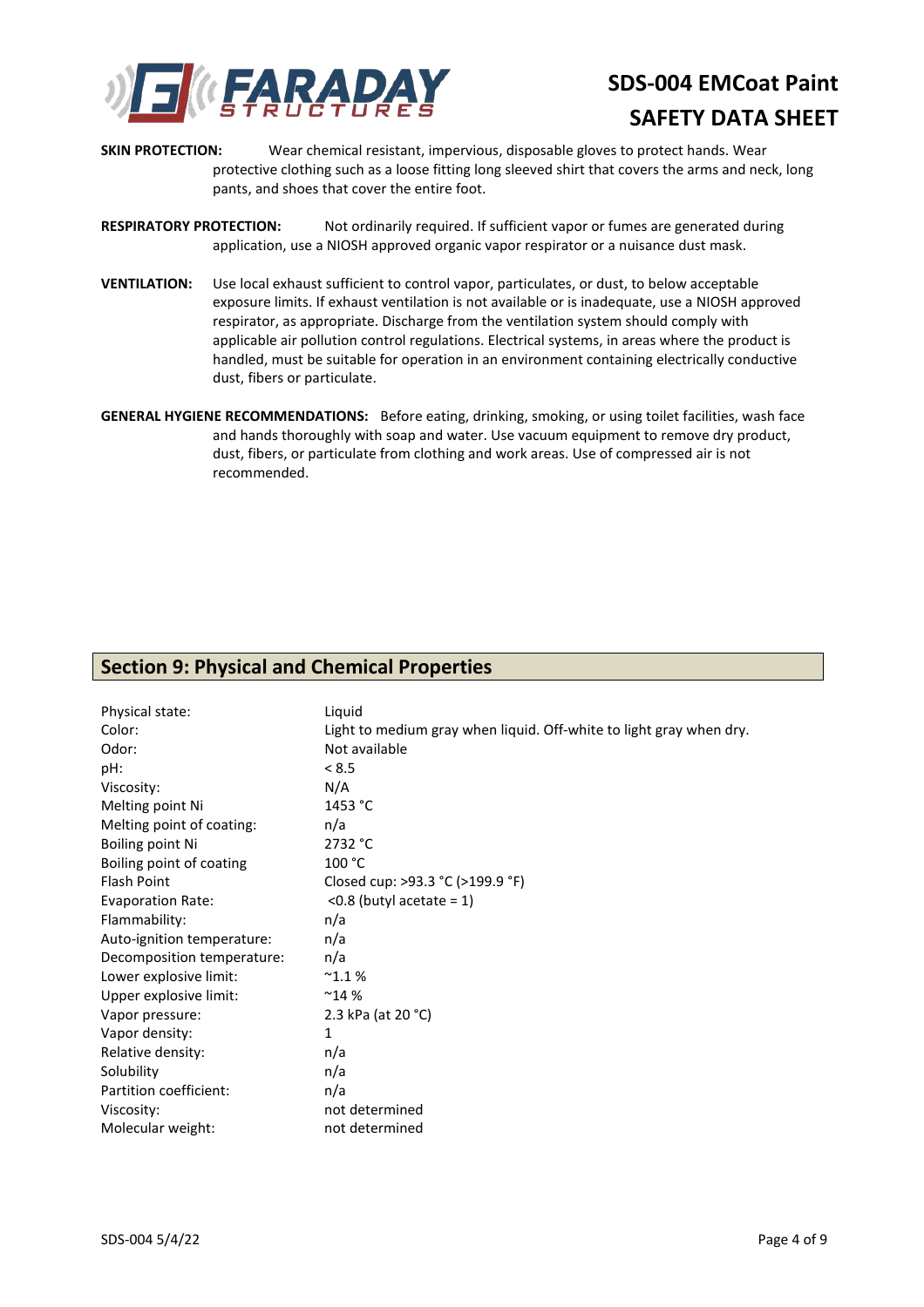**SKIN PROTECTION:** Wear chemical resistant, impervious, disposable gloves to protect hands. Wear protective clothing such as a loose fitting long sleeved shirt that covers the arms and neck, long pants, and shoes that cover the entire foot.

**RESPIRATORY PROTECTION:** Not ordinarily required. If sufficient vapor or fumes are generated during application, use a NIOSH approved organic vapor respirator or a nuisance dust mask.

**VENTILATION:** Use local exhaust sufficient to control vapor, particulates, or dust, to below acceptable exposure limits. If exhaust ventilation is not available or is inadequate, use a NIOSH approved respirator, as appropriate. Discharge from the ventilation system should comply with applicable air pollution control regulations. Electrical systems, in areas where the product is handled, must be suitable for operation in an environment containing electrically conductive dust, fibers or particulate.

**GENERAL HYGIENE RECOMMENDATIONS:** Before eating, drinking, smoking, or using toilet facilities, wash face and hands thoroughly with soap and water. Use vacuum equipment to remove dry product, dust, fibers, or particulate from clothing and work areas. Use of compressed air is not recommended.

## Section 9: Physical and Chemical Properties

| | |
|---|---|
| Physical state: | Liquid |
| Color: | Light to medium gray when liquid. Off-white to light gray when dry. |
| Odor: | Not available |
| pH: | < 8.5 |
| Viscosity: | N/A |
| Melting point Ni | 1453 °C |
| Melting point of coating: | n/a |
| Boiling point Ni | 2732 °C |
| Boiling point of coating | 100 °C |
| Flash Point | Closed cup: >93.3 °C (>199.9 °F) |
| Evaporation Rate: | <0.8 (butyl acetate = 1) |
| Flammability: | n/a |
| Auto-ignition temperature: | n/a |
| Decomposition temperature: | n/a |
| Lower explosive limit: | ~1.1 % |
| Upper explosive limit: | ~14 % |
| Vapor pressure: | 2.3 kPa (at 20 °C) |
| Vapor density: | 1 |
| Relative density: | n/a |
| Solubility | n/a |
| Partition coefficient: | n/a |
| Viscosity: | not determined |
| Molecular weight: | not determined |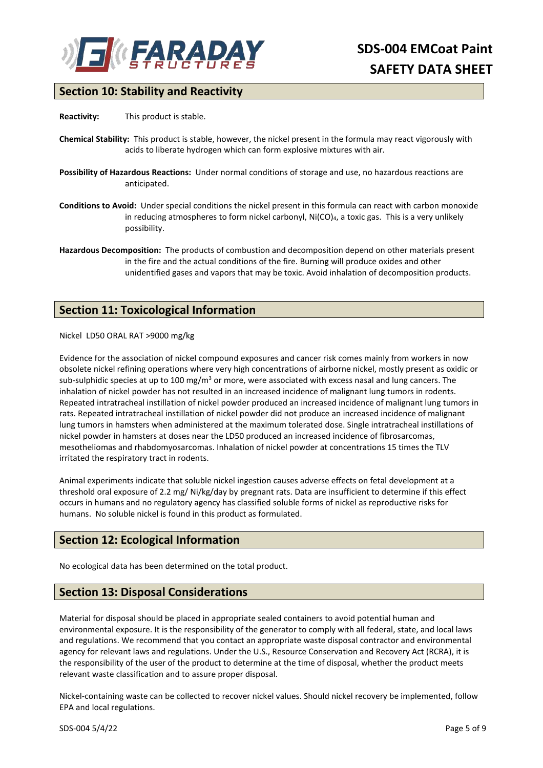## Section 10: Stability and Reactivity

**Reactivity:** This product is stable.

**Chemical Stability:** This product is stable, however, the nickel present in the formula may react vigorously with acids to liberate hydrogen which can form explosive mixtures with air.

**Possibility of Hazardous Reactions:** Under normal conditions of storage and use, no hazardous reactions are anticipated.

**Conditions to Avoid:** Under special conditions the nickel present in this formula can react with carbon monoxide in reducing atmospheres to form nickel carbonyl, $Ni(CO)_4$, a toxic gas. This is a very unlikely possibility.

**Hazardous Decomposition:** The products of combustion and decomposition depend on other materials present in the fire and the actual conditions of the fire. Burning will produce oxides and other unidentified gases and vapors that may be toxic. Avoid inhalation of decomposition products.

## Section 11: Toxicological Information

Nickel LD50 ORAL RAT >9000 mg/kg

Evidence for the association of nickel compound exposures and cancer risk comes mainly from workers in now obsolete nickel refining operations where very high concentrations of airborne nickel, mostly present as oxidic or sub-sulphidic species at up to 100 $mg/m^3$ or more, were associated with excess nasal and lung cancers. The inhalation of nickel powder has not resulted in an increased incidence of malignant lung tumors in rodents. Repeated intratracheal instillation of nickel powder produced an increased incidence of malignant lung tumors in rats. Repeated intratracheal instillation of nickel powder did not produce an increased incidence of malignant lung tumors in hamsters when administered at the maximum tolerated dose. Single intratracheal instillations of nickel powder in hamsters at doses near the LD50 produced an increased incidence of fibrosarcomas, mesotheliomas and rhabdomyosarcomas. Inhalation of nickel powder at concentrations 15 times the TLV irritated the respiratory tract in rodents.

Animal experiments indicate that soluble nickel ingestion causes adverse effects on fetal development at a threshold oral exposure of 2.2 mg/ Ni/kg/day by pregnant rats. Data are insufficient to determine if this effect occurs in humans and no regulatory agency has classified soluble forms of nickel as reproductive risks for humans. No soluble nickel is found in this product as formulated.

## Section 12: Ecological Information

No ecological data has been determined on the total product.

## Section 13: Disposal Considerations

Material for disposal should be placed in appropriate sealed containers to avoid potential human and environmental exposure. It is the responsibility of the generator to comply with all federal, state, and local laws and regulations. We recommend that you contact an appropriate waste disposal contractor and environmental agency for relevant laws and regulations. Under the U.S., Resource Conservation and Recovery Act (RCRA), it is the responsibility of the user of the product to determine at the time of disposal, whether the product meets relevant waste classification and to assure proper disposal.

Nickel-containing waste can be collected to recover nickel values. Should nickel recovery be implemented, follow EPA and local regulations.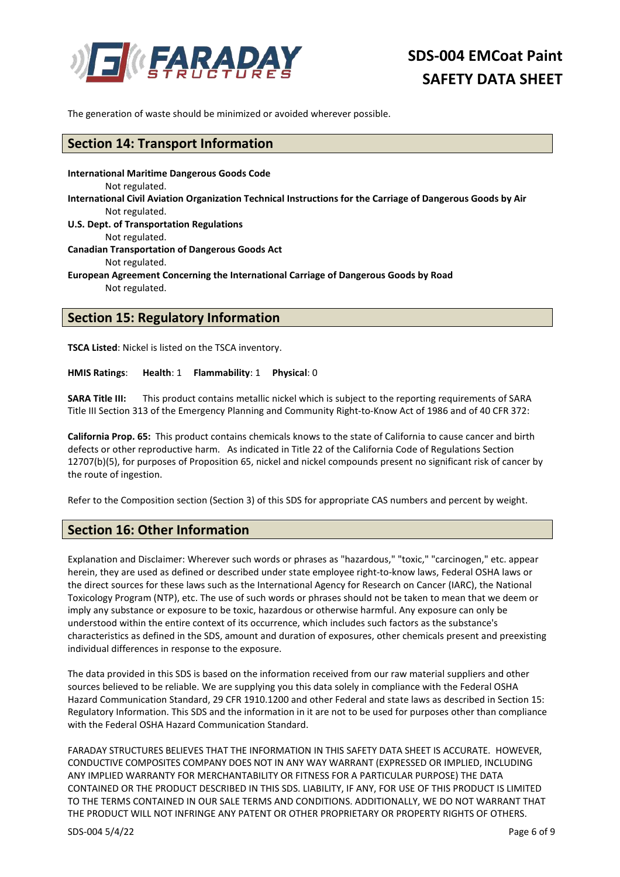The generation of waste should be minimized or avoided wherever possible.

## Section 14: Transport Information

**International Maritime Dangerous Goods Code**
Not regulated.
**International Civil Aviation Organization Technical Instructions for the Carriage of Dangerous Goods by Air**
Not regulated.
**U.S. Dept. of Transportation Regulations**
Not regulated.
**Canadian Transportation of Dangerous Goods Act**
Not regulated.
**European Agreement Concerning the International Carriage of Dangerous Goods by Road**
Not regulated.

## Section 15: Regulatory Information

**TSCA Listed**: Nickel is listed on the TSCA inventory.

**HMIS Ratings**: **Health**: 1 **Flammability**: 1 **Physical**: 0

**SARA Title III:** This product contains metallic nickel which is subject to the reporting requirements of SARA Title III Section 313 of the Emergency Planning and Community Right-to-Know Act of 1986 and of 40 CFR 372:

**California Prop. 65:** This product contains chemicals knows to the state of California to cause cancer and birth defects or other reproductive harm. As indicated in Title 22 of the California Code of Regulations Section 12707(b)(5), for purposes of Proposition 65, nickel and nickel compounds present no significant risk of cancer by the route of ingestion.

Refer to the Composition section (Section 3) of this SDS for appropriate CAS numbers and percent by weight.

## Section 16: Other Information

Explanation and Disclaimer: Wherever such words or phrases as "hazardous," "toxic," "carcinogen," etc. appear herein, they are used as defined or described under state employee right-to-know laws, Federal OSHA laws or the direct sources for these laws such as the International Agency for Research on Cancer (IARC), the National Toxicology Program (NTP), etc. The use of such words or phrases should not be taken to mean that we deem or imply any substance or exposure to be toxic, hazardous or otherwise harmful. Any exposure can only be understood within the entire context of its occurrence, which includes such factors as the substance's characteristics as defined in the SDS, amount and duration of exposures, other chemicals present and preexisting individual differences in response to the exposure.

The data provided in this SDS is based on the information received from our raw material suppliers and other sources believed to be reliable. We are supplying you this data solely in compliance with the Federal OSHA Hazard Communication Standard, 29 CFR 1910.1200 and other Federal and state laws as described in Section 15: Regulatory Information. This SDS and the information in it are not to be used for purposes other than compliance with the Federal OSHA Hazard Communication Standard.

FARADAY STRUCTURES BELIEVES THAT THE INFORMATION IN THIS SAFETY DATA SHEET IS ACCURATE. HOWEVER, CONDUCTIVE COMPOSITES COMPANY DOES NOT IN ANY WAY WARRANT (EXPRESSED OR IMPLIED, INCLUDING ANY IMPLIED WARRANTY FOR MERCHANTABILITY OR FITNESS FOR A PARTICULAR PURPOSE) THE DATA CONTAINED OR THE PRODUCT DESCRIBED IN THIS SDS. LIABILITY, IF ANY, FOR USE OF THIS PRODUCT IS LIMITED TO THE TERMS CONTAINED IN OUR SALE TERMS AND CONDITIONS. ADDITIONALLY, WE DO NOT WARRANT THAT THE PRODUCT WILL NOT INFRINGE ANY PATENT OR OTHER PROPRIETARY OR PROPERTY RIGHTS OF OTHERS.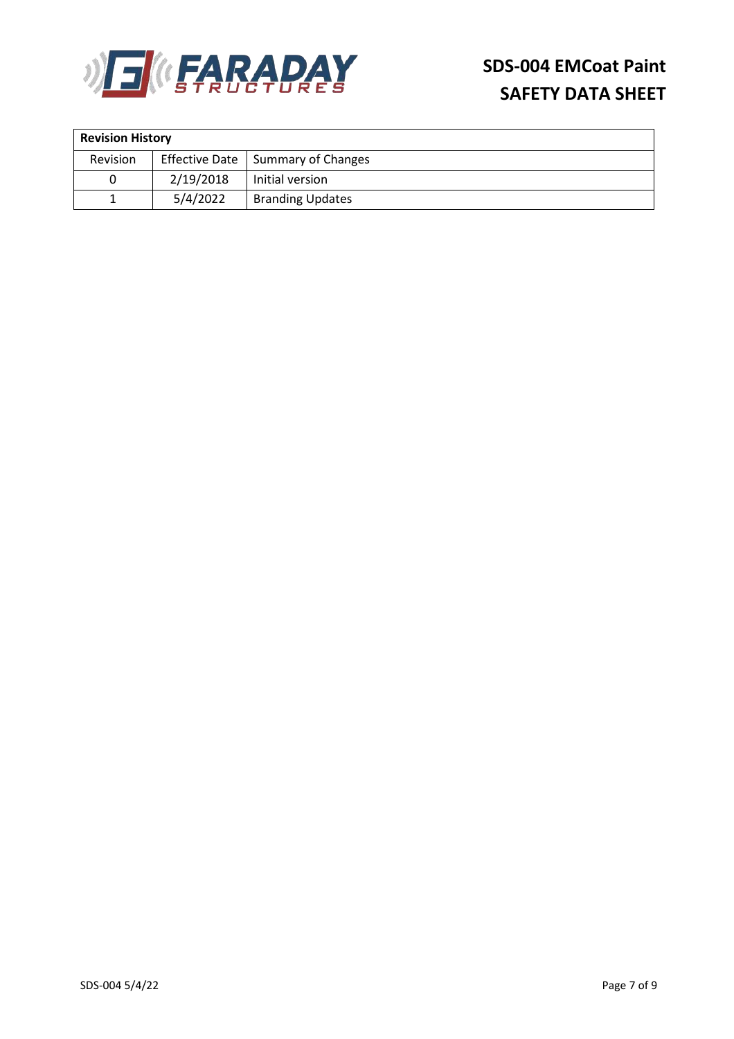| Revision History | | |
|---|---|---|
| Revision | Effective Date | Summary of Changes |
| 0 | 2/19/2018 | Initial version |
| 1 | 5/4/2022 | Branding Updates |